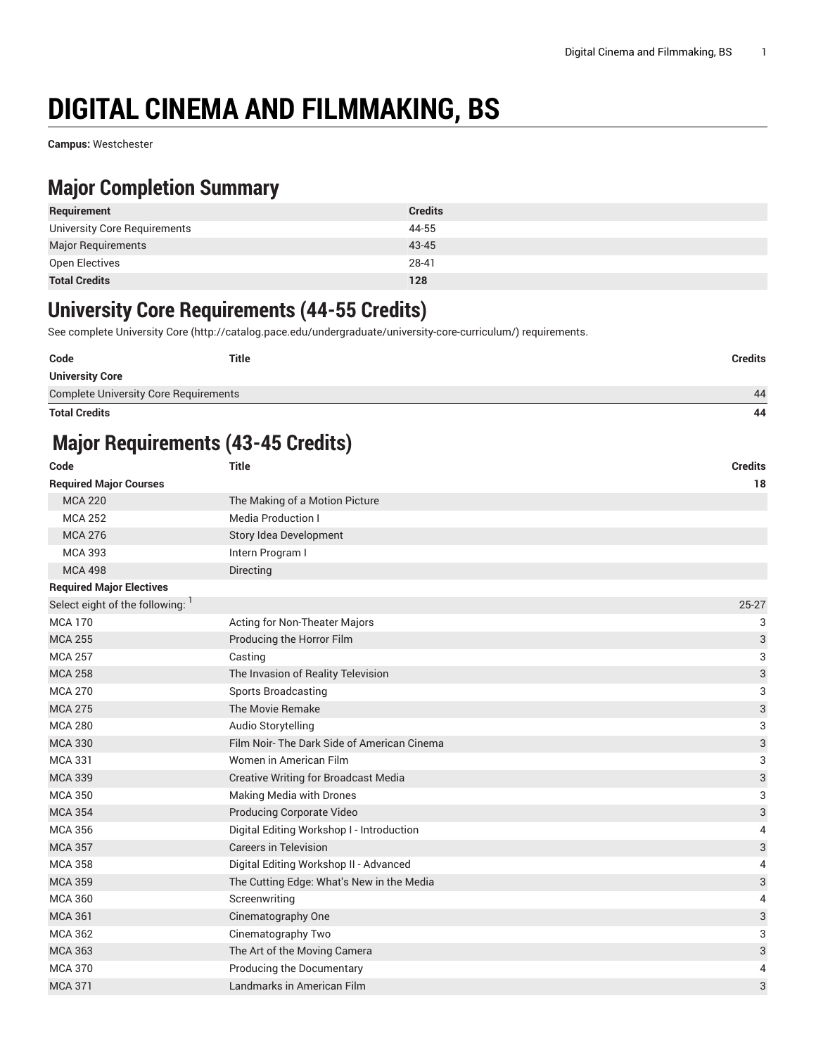# DIGITAL CINEMA AND FILMMAKING, BS

**Campus:** Westchester

## Major Completion Summary

| Requirement | Credits |
|---|---|
| University Core Requirements | 44-55 |
| Major Requirements | 43-45 |
| Open Electives | 28-41 |
| **Total Credits** | **128** |

## University Core Requirements (44-55 Credits)

See complete University Core (http://catalog.pace.edu/undergraduate/university-core-curriculum/) requirements.

| Code | Title | Credits |
|---|---|---|
| **University Core** | | |
| Complete University Core Requirements | | 44 |
| **Total Credits** | | **44** |

## Major Requirements (43-45 Credits)

| Code | Title | Credits |
|---|---|---|
| **Required Major Courses** | | **18** |
| MCA 220 | The Making of a Motion Picture | |
| MCA 252 | Media Production I | |
| MCA 276 | Story Idea Development | |
| MCA 393 | Intern Program I | |
| MCA 498 | Directing | |
| **Required Major Electives** | | |
| Select eight of the following: [1] | | 25-27 |
| MCA 170 | Acting for Non-Theater Majors | 3 |
| MCA 255 | Producing the Horror Film | 3 |
| MCA 257 | Casting | 3 |
| MCA 258 | The Invasion of Reality Television | 3 |
| MCA 270 | Sports Broadcasting | 3 |
| MCA 275 | The Movie Remake | 3 |
| MCA 280 | Audio Storytelling | 3 |
| MCA 330 | Film Noir- The Dark Side of American Cinema | 3 |
| MCA 331 | Women in American Film | 3 |
| MCA 339 | Creative Writing for Broadcast Media | 3 |
| MCA 350 | Making Media with Drones | 3 |
| MCA 354 | Producing Corporate Video | 3 |
| MCA 356 | Digital Editing Workshop I - Introduction | 4 |
| MCA 357 | Careers in Television | 3 |
| MCA 358 | Digital Editing Workshop II - Advanced | 4 |
| MCA 359 | The Cutting Edge: What's New in the Media | 3 |
| MCA 360 | Screenwriting | 4 |
| MCA 361 | Cinematography One | 3 |
| MCA 362 | Cinematography Two | 3 |
| MCA 363 | The Art of the Moving Camera | 3 |
| MCA 370 | Producing the Documentary | 4 |
| MCA 371 | Landmarks in American Film | 3 |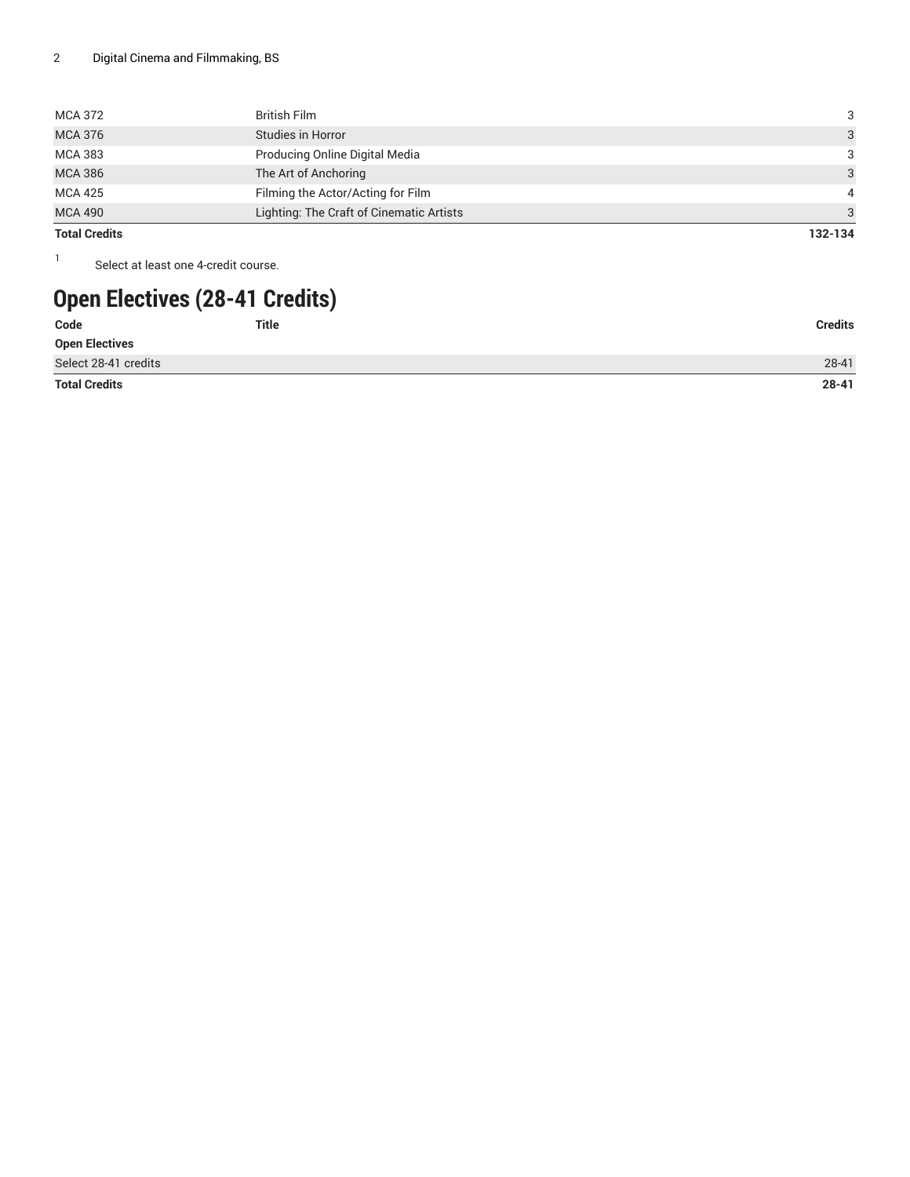| | | |
|---|---|---|
| MCA 372 | British Film | 3 |
| MCA 376 | Studies in Horror | 3 |
| MCA 383 | Producing Online Digital Media | 3 |
| MCA 386 | The Art of Anchoring | 3 |
| MCA 425 | Filming the Actor/Acting for Film | 4 |
| MCA 490 | Lighting: The Craft of Cinematic Artists | 3 |
| **Total Credits** | | **132-134** |

[1] Select at least one 4-credit course.

## Open Electives (28-41 Credits)

| Code | Title | Credits |
|---|---|---|
| **Open Electives** | | |
| Select 28-41 credits | | 28-41 |
| **Total Credits** | | **28-41** |